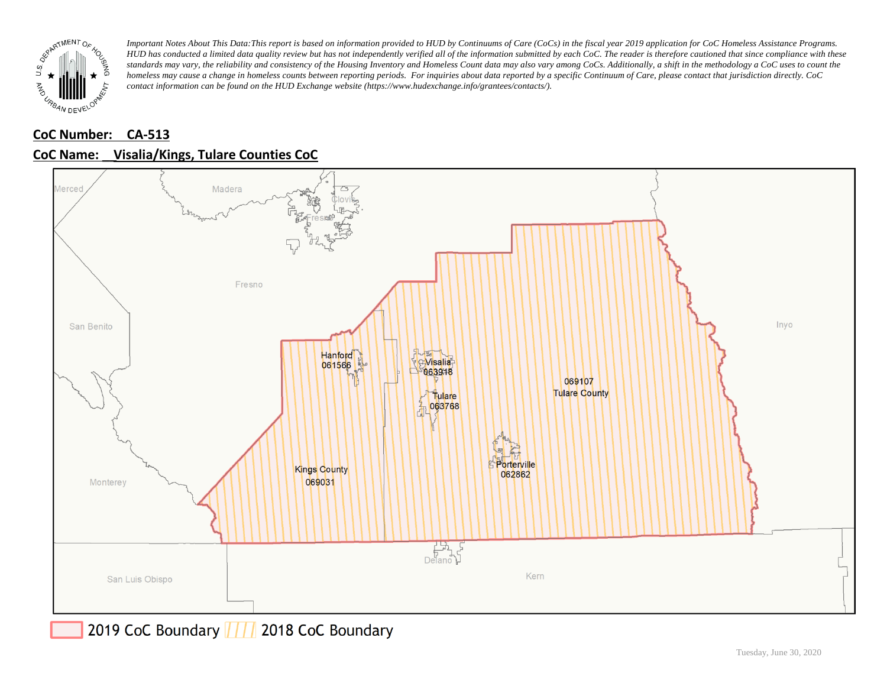*Important Notes About This Data:This report is based on information provided to HUD by Continuums of Care (CoCs) in the fiscal year 2019 application for CoC Homeless Assistance Programs. HUD has conducted a limited data quality review but has not independently verified all of the information submitted by each CoC. The reader is therefore cautioned that since compliance with these standards may vary, the reliability and consistency of the Housing Inventory and Homeless Count data may also vary among CoCs. Additionally, a shift in the methodology a CoC uses to count the homeless may cause a change in homeless counts between reporting periods. For inquiries about data reported by a specific Continuum of Care, please contact that jurisdiction directly. CoC contact information can be found on the HUD Exchange website (https://www.hudexchange.info/grantees/contacts/).*

**CoC Number: CA-513**

**CoC Name: Visalia/Kings, Tulare Counties CoC**

Merced, Madera, Clovis, Fresno, Fresno, San Benito, Inyo, Hanford 061566, Visalia 063918, Tulare 063768, 069107 Tulare County, Porterville 062862, Kings County 069031, Monterey, Delano, Kern, San Luis Obispo

2019 CoC Boundary | 2018 CoC Boundary

Tuesday, June 30, 2020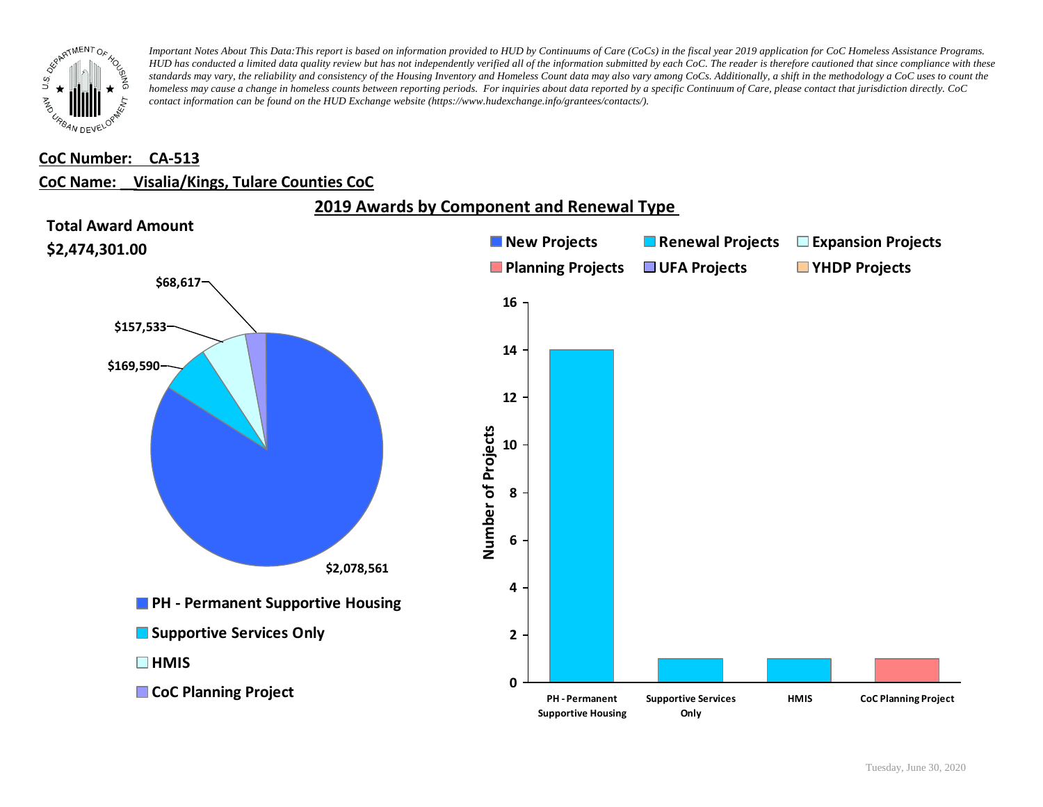*Important Notes About This Data:This report is based on information provided to HUD by Continuums of Care (CoCs) in the fiscal year 2019 application for CoC Homeless Assistance Programs. HUD has conducted a limited data quality review but has not independently verified all of the information submitted by each CoC. The reader is therefore cautioned that since compliance with these standards may vary, the reliability and consistency of the Housing Inventory and Homeless Count data may also vary among CoCs. Additionally, a shift in the methodology a CoC uses to count the homeless may cause a change in homeless counts between reporting periods. For inquiries about data reported by a specific Continuum of Care, please contact that jurisdiction directly. CoC contact information can be found on the HUD Exchange website (https://www.hudexchange.info/grantees/contacts/).*

**CoC Number: CA-513**

**CoC Name: Visalia/Kings, Tulare Counties CoC**

## 2019 Awards by Component and Renewal Type

**Total Award Amount**

**$2,474,301.00**

| Component | Award Amount |
|---|---|
| PH - Permanent Supportive Housing | $2,078,561 |
| Supportive Services Only | $169,590 |
| HMIS | $157,533 |
| CoC Planning Project | $68,617 |

| Component | Project Type | Number of Projects |
|---|---|---|
| PH - Permanent Supportive Housing | Renewal Projects | 14 |
| Supportive Services Only | Renewal Projects | 1 |
| HMIS | Renewal Projects | 1 |
| CoC Planning Project | Planning Projects | 1 |

Tuesday, June 30, 2020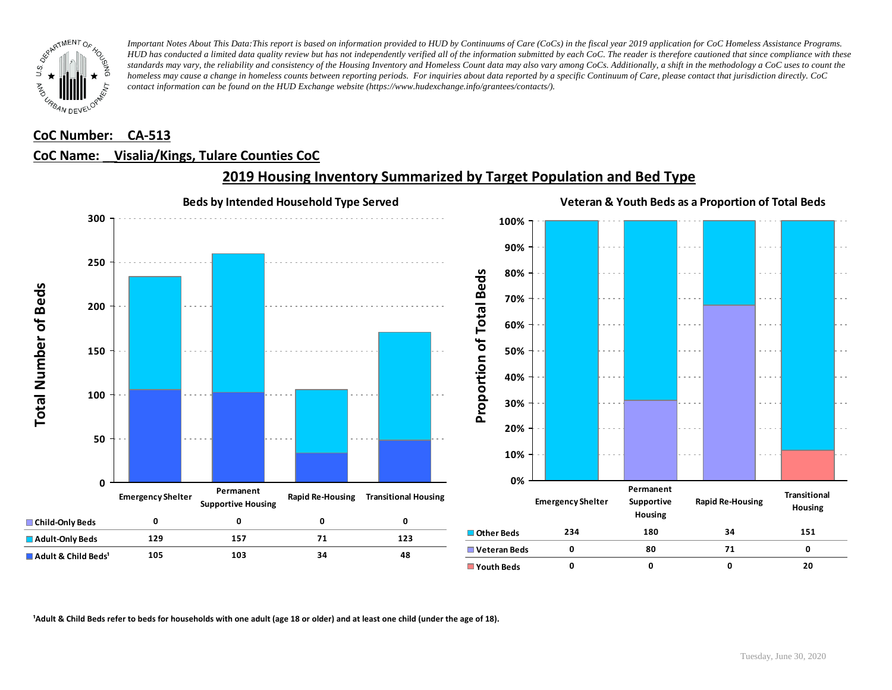*Important Notes About This Data:This report is based on information provided to HUD by Continuums of Care (CoCs) in the fiscal year 2019 application for CoC Homeless Assistance Programs. HUD has conducted a limited data quality review but has not independently verified all of the information submitted by each CoC. The reader is therefore cautioned that since compliance with these standards may vary, the reliability and consistency of the Housing Inventory and Homeless Count data may also vary among CoCs. Additionally, a shift in the methodology a CoC uses to count the homeless may cause a change in homeless counts between reporting periods. For inquiries about data reported by a specific Continuum of Care, please contact that jurisdiction directly. CoC contact information can be found on the HUD Exchange website (https://www.hudexchange.info/grantees/contacts/).*

**CoC Number: CA-513**

**CoC Name: Visalia/Kings, Tulare Counties CoC**

## 2019 Housing Inventory Summarized by Target Population and Bed Type

### Beds by Intended Household Type Served

| | Emergency Shelter | Permanent Supportive Housing | Rapid Re-Housing | Transitional Housing |
|---|---|---|---|---|
| Child-Only Beds | 0 | 0 | 0 | 0 |
| Adult-Only Beds | 129 | 157 | 71 | 123 |
| Adult & Child Beds[1] | 105 | 103 | 34 | 48 |

### Veteran & Youth Beds as a Proportion of Total Beds

| | Emergency Shelter | Permanent Supportive Housing | Rapid Re-Housing | Transitional Housing |
|---|---|---|---|---|
| Other Beds | 234 | 180 | 34 | 151 |
| Veteran Beds | 0 | 80 | 71 | 0 |
| Youth Beds | 0 | 0 | 0 | 20 |

[1]Adult & Child Beds refer to beds for households with one adult (age 18 or older) and at least one child (under the age of 18).

Tuesday, June 30, 2020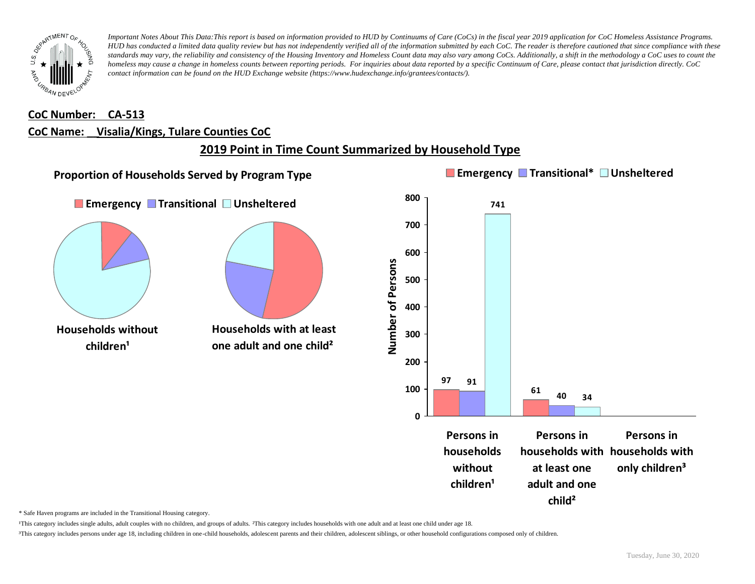*Important Notes About This Data:This report is based on information provided to HUD by Continuums of Care (CoCs) in the fiscal year 2019 application for CoC Homeless Assistance Programs. HUD has conducted a limited data quality review but has not independently verified all of the information submitted by each CoC. The reader is therefore cautioned that since compliance with these standards may vary, the reliability and consistency of the Housing Inventory and Homeless Count data may also vary among CoCs. Additionally, a shift in the methodology a CoC uses to count the homeless may cause a change in homeless counts between reporting periods. For inquiries about data reported by a specific Continuum of Care, please contact that jurisdiction directly. CoC contact information can be found on the HUD Exchange website (https://www.hudexchange.info/grantees/contacts/).*

**CoC Number: CA-513**

**CoC Name: Visalia/Kings, Tulare Counties CoC**

## 2019 Point in Time Count Summarized by Household Type

### Proportion of Households Served by Program Type

Emergency | Transitional | Unsheltered

**Households without children¹**

**Households with at least one adult and one child²**

Emergency | Transitional* | Unsheltered

| Number of Persons | Emergency | Transitional* | Unsheltered |
|---|---|---|---|
| Persons in households without children¹ | 97 | 91 | 741 |
| Persons in households with at least one adult and one child² | 61 | 40 | 34 |
| Persons in households with only children³ | | | |

\* Safe Haven programs are included in the Transitional Housing category.

¹This category includes single adults, adult couples with no children, and groups of adults. ²This category includes households with one adult and at least one child under age 18.

³This category includes persons under age 18, including children in one-child households, adolescent parents and their children, adolescent siblings, or other household configurations composed only of children.

Tuesday, June 30, 2020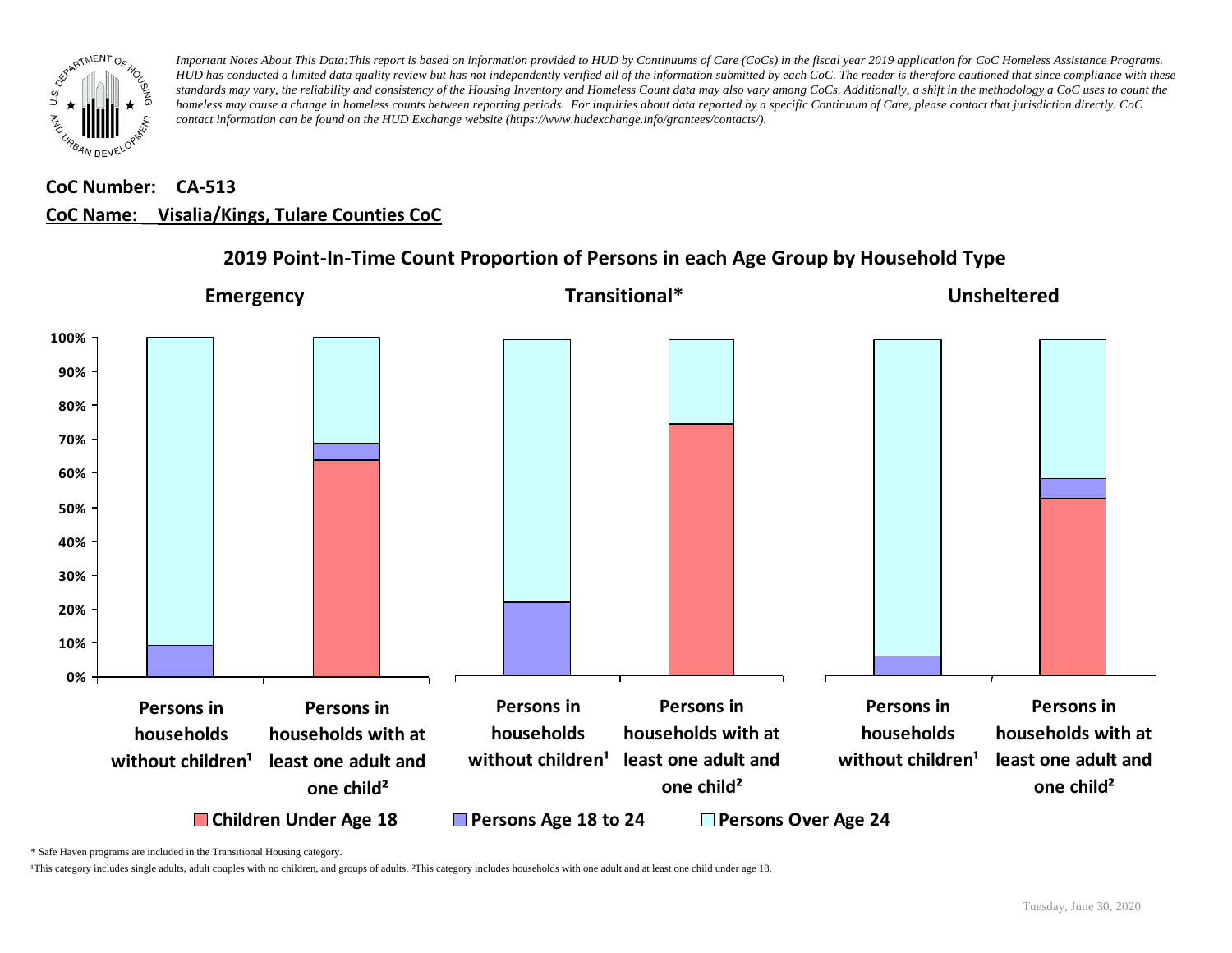*Important Notes About This Data:This report is based on information provided to HUD by Continuums of Care (CoCs) in the fiscal year 2019 application for CoC Homeless Assistance Programs. HUD has conducted a limited data quality review but has not independently verified all of the information submitted by each CoC. The reader is therefore cautioned that since compliance with these standards may vary, the reliability and consistency of the Housing Inventory and Homeless Count data may also vary among CoCs. Additionally, a shift in the methodology a CoC uses to count the homeless may cause a change in homeless counts between reporting periods. For inquiries about data reported by a specific Continuum of Care, please contact that jurisdiction directly. CoC contact information can be found on the HUD Exchange website (https://www.hudexchange.info/grantees/contacts/).*

**CoC Number: CA-513**

**CoC Name: Visalia/Kings, Tulare Counties CoC**

## 2019 Point-In-Time Count Proportion of Persons in each Age Group by Household Type

**Emergency** | **Transitional*** | **Unsheltered**

Persons in households without children¹ | Persons in households with at least one adult and one child²

Children Under Age 18 | Persons Age 18 to 24 | Persons Over Age 24

\* Safe Haven programs are included in the Transitional Housing category.

¹This category includes single adults, adult couples with no children, and groups of adults. ²This category includes households with one adult and at least one child under age 18.

Tuesday, June 30, 2020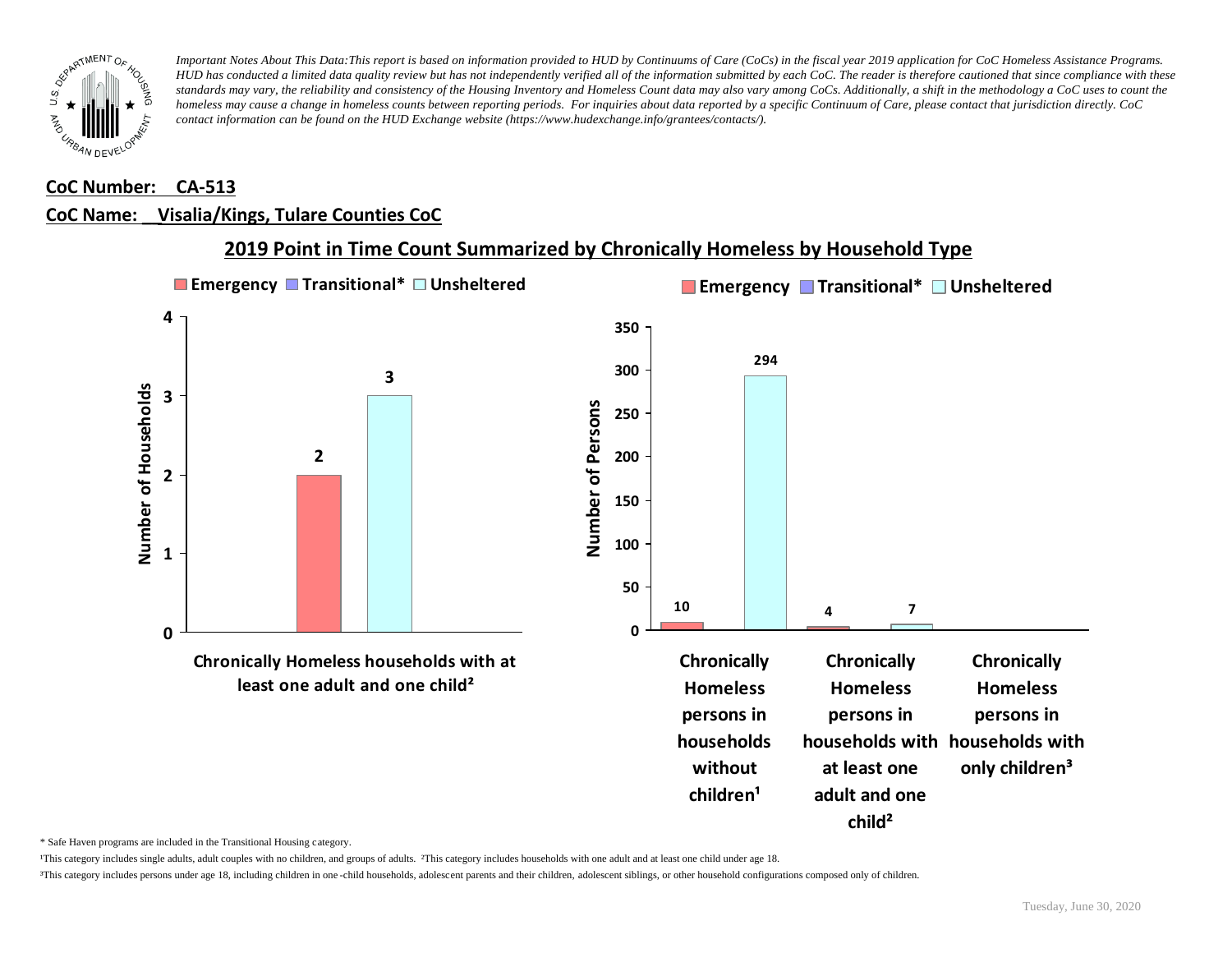*Important Notes About This Data:This report is based on information provided to HUD by Continuums of Care (CoCs) in the fiscal year 2019 application for CoC Homeless Assistance Programs. HUD has conducted a limited data quality review but has not independently verified all of the information submitted by each CoC. The reader is therefore cautioned that since compliance with these standards may vary, the reliability and consistency of the Housing Inventory and Homeless Count data may also vary among CoCs. Additionally, a shift in the methodology a CoC uses to count the homeless may cause a change in homeless counts between reporting periods. For inquiries about data reported by a specific Continuum of Care, please contact that jurisdiction directly. CoC contact information can be found on the HUD Exchange website (https://www.hudexchange.info/grantees/contacts/).*

**CoC Number: CA-513**

**CoC Name: Visalia/Kings, Tulare Counties CoC**

## 2019 Point in Time Count Summarized by Chronically Homeless by Household Type

**Number of Households**

| | Emergency | Transitional* | Unsheltered |
|---|---|---|---|
| Chronically Homeless households with at least one adult and one child² | 2 | | 3 |

**Number of Persons**

| | Emergency | Transitional* | Unsheltered |
|---|---|---|---|
| Chronically Homeless persons in households without children¹ | 10 | | 294 |
| Chronically Homeless persons in households with at least one adult and one child² | 4 | | 7 |
| Chronically Homeless persons in households with only children³ | | | |

\* Safe Haven programs are included in the Transitional Housing category.

¹This category includes single adults, adult couples with no children, and groups of adults. ²This category includes households with one adult and at least one child under age 18.

³This category includes persons under age 18, including children in one-child households, adolescent parents and their children, adolescent siblings, or other household configurations composed only of children.

Tuesday, June 30, 2020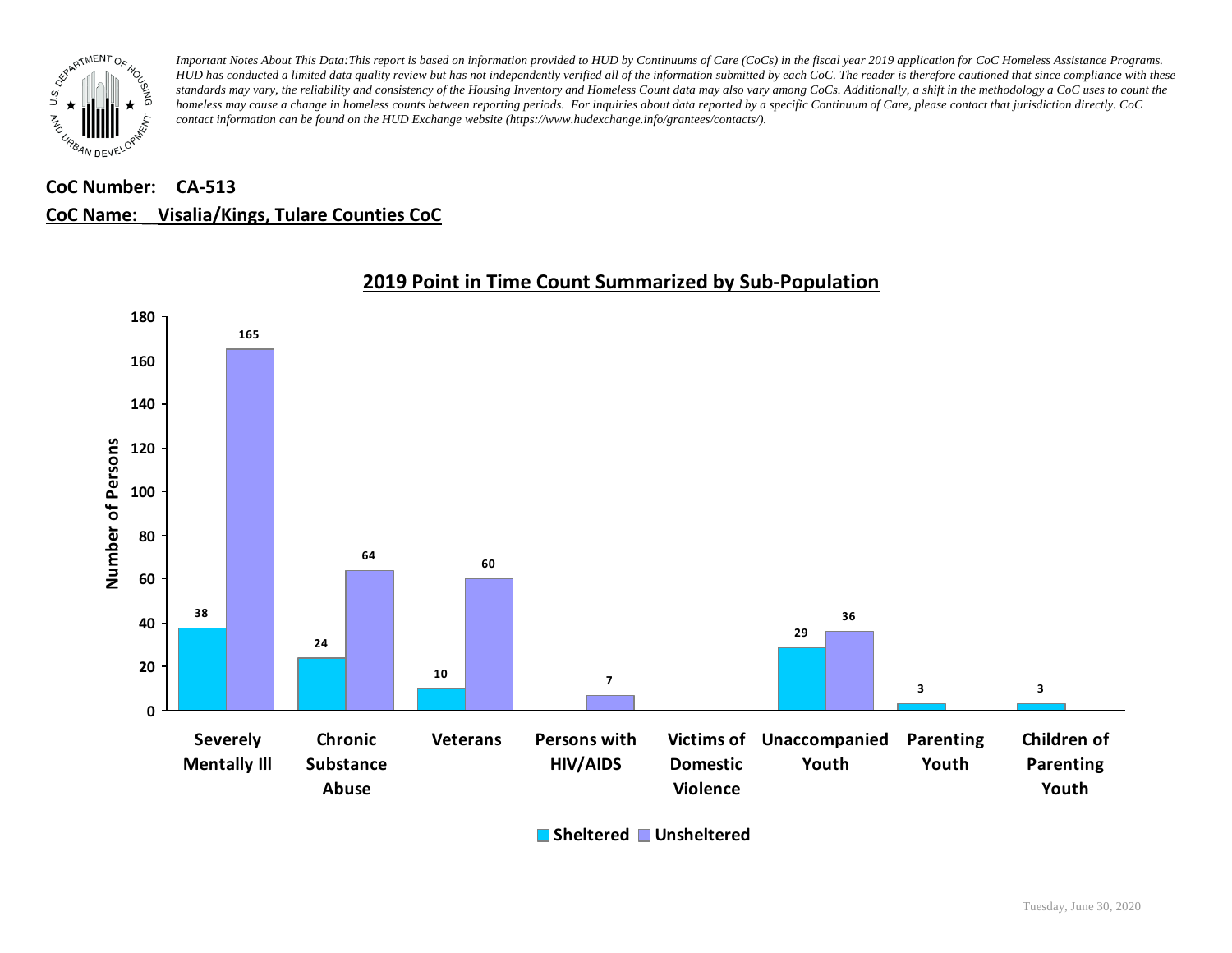*Important Notes About This Data:This report is based on information provided to HUD by Continuums of Care (CoCs) in the fiscal year 2019 application for CoC Homeless Assistance Programs. HUD has conducted a limited data quality review but has not independently verified all of the information submitted by each CoC. The reader is therefore cautioned that since compliance with these standards may vary, the reliability and consistency of the Housing Inventory and Homeless Count data may also vary among CoCs. Additionally, a shift in the methodology a CoC uses to count the homeless may cause a change in homeless counts between reporting periods. For inquiries about data reported by a specific Continuum of Care, please contact that jurisdiction directly. CoC contact information can be found on the HUD Exchange website (https://www.hudexchange.info/grantees/contacts/).*

**CoC Number: CA-513**

**CoC Name: Visalia/Kings, Tulare Counties CoC**

## 2019 Point in Time Count Summarized by Sub-Population

Number of Persons

180
160
140
120
100
80
60
40
20
0

38
165
24
64
10
60
7
29
36
3
3

Severely Mentally Ill
Chronic Substance Abuse
Veterans
Persons with HIV/AIDS
Victims of Domestic Violence
Unaccompanied Youth
Parenting Youth
Children of Parenting Youth

Sheltered
Unsheltered

Tuesday, June 30, 2020